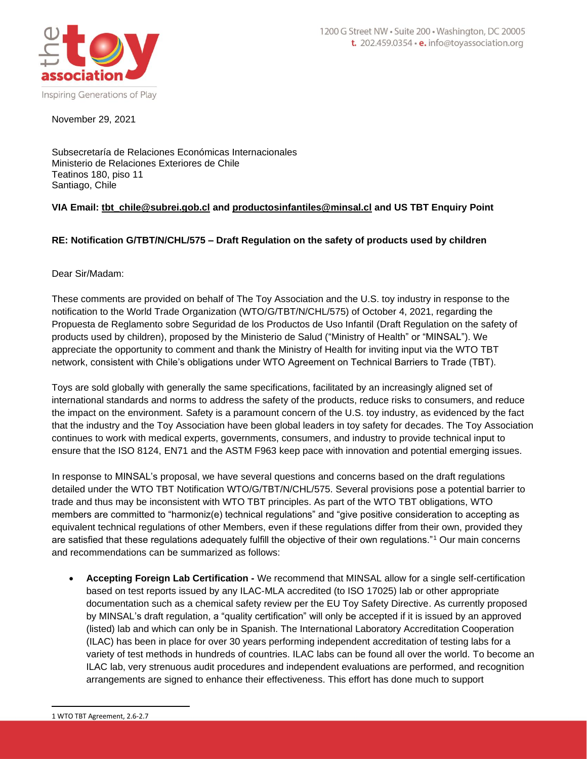the toy association

Inspiring Generations of Play

1200 G Street NW • Suite 200 • Washington, DC 20005
t. 202.459.0354 • e. info@toyassociation.org

November 29, 2021

Subsecretaría de Relaciones Económicas Internacionales
Ministerio de Relaciones Exteriores de Chile
Teatinos 180, piso 11
Santiago, Chile

**VIA Email: tbt_chile@subrei.gob.cl and productosinfantiles@minsal.cl and US TBT Enquiry Point**

**RE: Notification G/TBT/N/CHL/575 – Draft Regulation on the safety of products used by children**

Dear Sir/Madam:

These comments are provided on behalf of The Toy Association and the U.S. toy industry in response to the notification to the World Trade Organization (WTO/G/TBT/N/CHL/575) of October 4, 2021, regarding the Propuesta de Reglamento sobre Seguridad de los Productos de Uso Infantil (Draft Regulation on the safety of products used by children), proposed by the Ministerio de Salud ("Ministry of Health" or "MINSAL"). We appreciate the opportunity to comment and thank the Ministry of Health for inviting input via the WTO TBT network, consistent with Chile's obligations under WTO Agreement on Technical Barriers to Trade (TBT).

Toys are sold globally with generally the same specifications, facilitated by an increasingly aligned set of international standards and norms to address the safety of the products, reduce risks to consumers, and reduce the impact on the environment. Safety is a paramount concern of the U.S. toy industry, as evidenced by the fact that the industry and the Toy Association have been global leaders in toy safety for decades. The Toy Association continues to work with medical experts, governments, consumers, and industry to provide technical input to ensure that the ISO 8124, EN71 and the ASTM F963 keep pace with innovation and potential emerging issues.

In response to MINSAL's proposal, we have several questions and concerns based on the draft regulations detailed under the WTO TBT Notification WTO/G/TBT/N/CHL/575. Several provisions pose a potential barrier to trade and thus may be inconsistent with WTO TBT principles. As part of the WTO TBT obligations, WTO members are committed to "harmoniz(e) technical regulations" and "give positive consideration to accepting as equivalent technical regulations of other Members, even if these regulations differ from their own, provided they are satisfied that these regulations adequately fulfill the objective of their own regulations."[1] Our main concerns and recommendations can be summarized as follows:

- **Accepting Foreign Lab Certification -** We recommend that MINSAL allow for a single self-certification based on test reports issued by any ILAC-MLA accredited (to ISO 17025) lab or other appropriate documentation such as a chemical safety review per the EU Toy Safety Directive. As currently proposed by MINSAL's draft regulation, a "quality certification" will only be accepted if it is issued by an approved (listed) lab and which can only be in Spanish. The International Laboratory Accreditation Cooperation (ILAC) has been in place for over 30 years performing independent accreditation of testing labs for a variety of test methods in hundreds of countries. ILAC labs can be found all over the world. To become an ILAC lab, very strenuous audit procedures and independent evaluations are performed, and recognition arrangements are signed to enhance their effectiveness. This effort has done much to support

1 WTO TBT Agreement, 2.6-2.7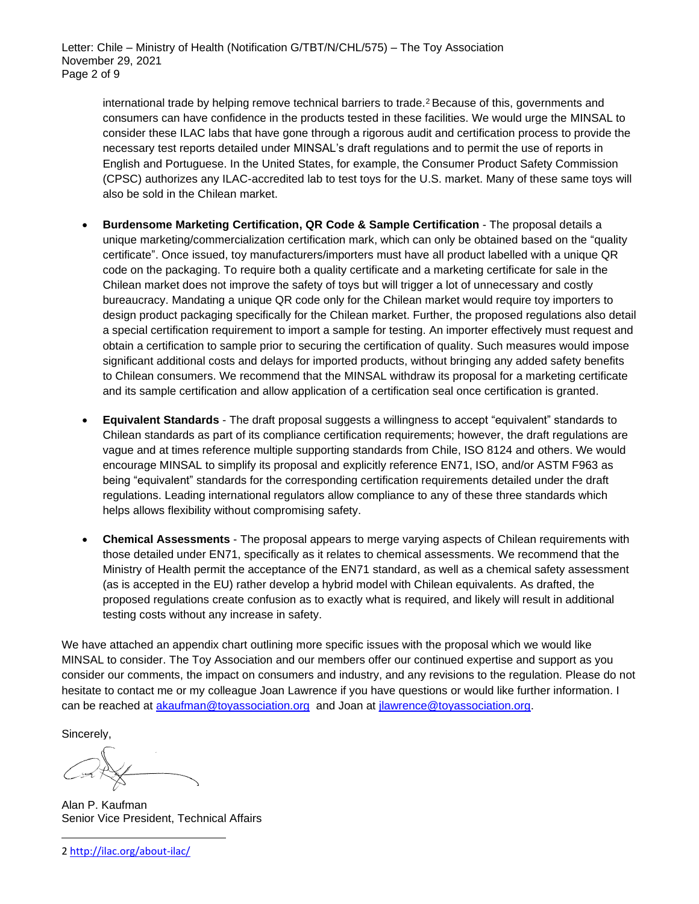international trade by helping remove technical barriers to trade.[2] Because of this, governments and consumers can have confidence in the products tested in these facilities. We would urge the MINSAL to consider these ILAC labs that have gone through a rigorous audit and certification process to provide the necessary test reports detailed under MINSAL's draft regulations and to permit the use of reports in English and Portuguese. In the United States, for example, the Consumer Product Safety Commission (CPSC) authorizes any ILAC-accredited lab to test toys for the U.S. market. Many of these same toys will also be sold in the Chilean market.

- **Burdensome Marketing Certification, QR Code & Sample Certification** - The proposal details a unique marketing/commercialization certification mark, which can only be obtained based on the "quality certificate". Once issued, toy manufacturers/importers must have all product labelled with a unique QR code on the packaging. To require both a quality certificate and a marketing certificate for sale in the Chilean market does not improve the safety of toys but will trigger a lot of unnecessary and costly bureaucracy. Mandating a unique QR code only for the Chilean market would require toy importers to design product packaging specifically for the Chilean market. Further, the proposed regulations also detail a special certification requirement to import a sample for testing. An importer effectively must request and obtain a certification to sample prior to securing the certification of quality. Such measures would impose significant additional costs and delays for imported products, without bringing any added safety benefits to Chilean consumers. We recommend that the MINSAL withdraw its proposal for a marketing certificate and its sample certification and allow application of a certification seal once certification is granted.

- **Equivalent Standards** - The draft proposal suggests a willingness to accept "equivalent" standards to Chilean standards as part of its compliance certification requirements; however, the draft regulations are vague and at times reference multiple supporting standards from Chile, ISO 8124 and others. We would encourage MINSAL to simplify its proposal and explicitly reference EN71, ISO, and/or ASTM F963 as being "equivalent" standards for the corresponding certification requirements detailed under the draft regulations. Leading international regulators allow compliance to any of these three standards which helps allows flexibility without compromising safety.

- **Chemical Assessments** - The proposal appears to merge varying aspects of Chilean requirements with those detailed under EN71, specifically as it relates to chemical assessments. We recommend that the Ministry of Health permit the acceptance of the EN71 standard, as well as a chemical safety assessment (as is accepted in the EU) rather develop a hybrid model with Chilean equivalents. As drafted, the proposed regulations create confusion as to exactly what is required, and likely will result in additional testing costs without any increase in safety.

We have attached an appendix chart outlining more specific issues with the proposal which we would like MINSAL to consider. The Toy Association and our members offer our continued expertise and support as you consider our comments, the impact on consumers and industry, and any revisions to the regulation. Please do not hesitate to contact me or my colleague Joan Lawrence if you have questions or would like further information. I can be reached at akaufman@toyassociation.org and Joan at jlawrence@toyassociation.org.

Sincerely,

Alan P. Kaufman
Senior Vice President, Technical Affairs

---

2 http://ilac.org/about-ilac/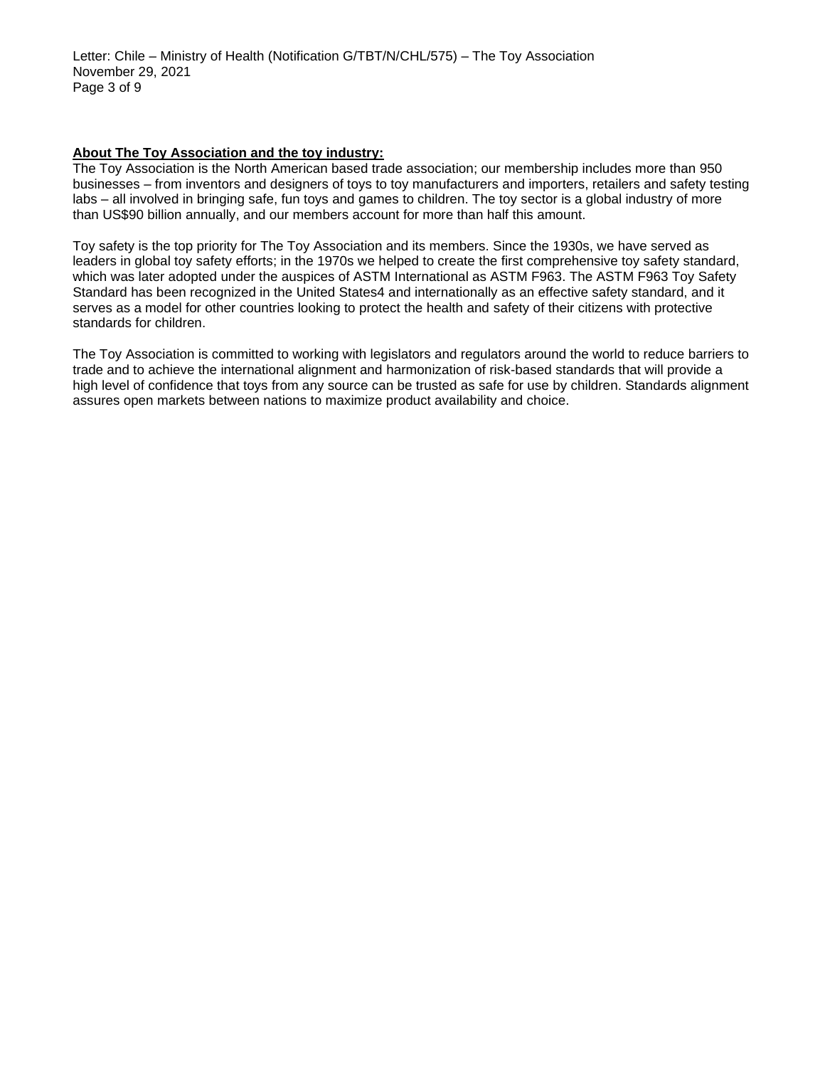**About The Toy Association and the toy industry:**

The Toy Association is the North American based trade association; our membership includes more than 950 businesses – from inventors and designers of toys to toy manufacturers and importers, retailers and safety testing labs – all involved in bringing safe, fun toys and games to children. The toy sector is a global industry of more than US$90 billion annually, and our members account for more than half this amount.

Toy safety is the top priority for The Toy Association and its members. Since the 1930s, we have served as leaders in global toy safety efforts; in the 1970s we helped to create the first comprehensive toy safety standard, which was later adopted under the auspices of ASTM International as ASTM F963. The ASTM F963 Toy Safety Standard has been recognized in the United States[4] and internationally as an effective safety standard, and it serves as a model for other countries looking to protect the health and safety of their citizens with protective standards for children.

The Toy Association is committed to working with legislators and regulators around the world to reduce barriers to trade and to achieve the international alignment and harmonization of risk-based standards that will provide a high level of confidence that toys from any source can be trusted as safe for use by children. Standards alignment assures open markets between nations to maximize product availability and choice.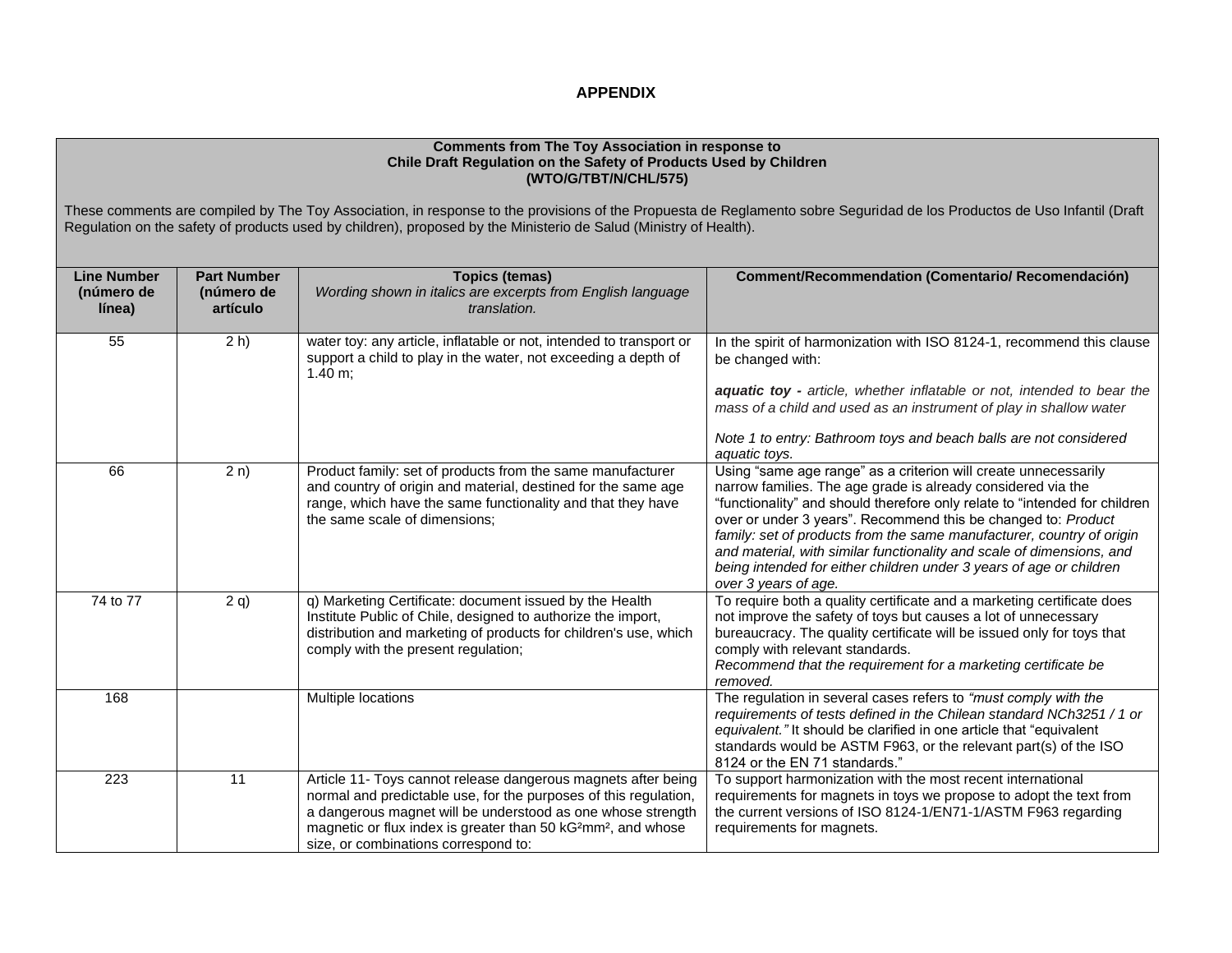# APPENDIX

**Comments from The Toy Association in response to Chile Draft Regulation on the Safety of Products Used by Children (WTO/G/TBT/N/CHL/575)**

These comments are compiled by The Toy Association, in response to the provisions of the Propuesta de Reglamento sobre Seguridad de los Productos de Uso Infantil (Draft Regulation on the safety of products used by children), proposed by the Ministerio de Salud (Ministry of Health).

| Line Number (número de línea) | Part Number (número de artículo) | Topics (temas) *Wording shown in italics are excerpts from English language translation.* | Comment/Recommendation (Comentario/ Recomendación) |
|---|---|---|---|
| 55 | 2 h) | water toy: any article, inflatable or not, intended to transport or support a child to play in the water, not exceeding a depth of 1.40 m; | In the spirit of harmonization with ISO 8124-1, recommend this clause be changed with: ***aquatic toy** - article, whether inflatable or not, intended to bear the mass of a child and used as an instrument of play in shallow water* *Note 1 to entry: Bathroom toys and beach balls are not considered aquatic toys.* |
| 66 | 2 n) | Product family: set of products from the same manufacturer and country of origin and material, destined for the same age range, which have the same functionality and that they have the same scale of dimensions; | Using "same age range" as a criterion will create unnecessarily narrow families. The age grade is already considered via the "functionality" and should therefore only relate to "intended for children over or under 3 years". Recommend this be changed to: *Product family: set of products from the same manufacturer, country of origin and material, with similar functionality and scale of dimensions, and being intended for either children under 3 years of age or children over 3 years of age.* |
| 74 to 77 | 2 q) | q) Marketing Certificate: document issued by the Health Institute Public of Chile, designed to authorize the import, distribution and marketing of products for children's use, which comply with the present regulation; | To require both a quality certificate and a marketing certificate does not improve the safety of toys but causes a lot of unnecessary bureaucracy. The quality certificate will be issued only for toys that comply with relevant standards. *Recommend that the requirement for a marketing certificate be removed.* |
| 168 | | Multiple locations | The regulation in several cases refers to *"must comply with the requirements of tests defined in the Chilean standard NCh3251 / 1 or equivalent."* It should be clarified in one article that "equivalent standards would be ASTM F963, or the relevant part(s) of the ISO 8124 or the EN 71 standards." |
| 223 | 11 | Article 11- Toys cannot release dangerous magnets after being normal and predictable use, for the purposes of this regulation, a dangerous magnet will be understood as one whose strength magnetic or flux index is greater than 50 $kG^2mm^2$, and whose size, or combinations correspond to: | To support harmonization with the most recent international requirements for magnets in toys we propose to adopt the text from the current versions of ISO 8124-1/EN71-1/ASTM F963 regarding requirements for magnets. |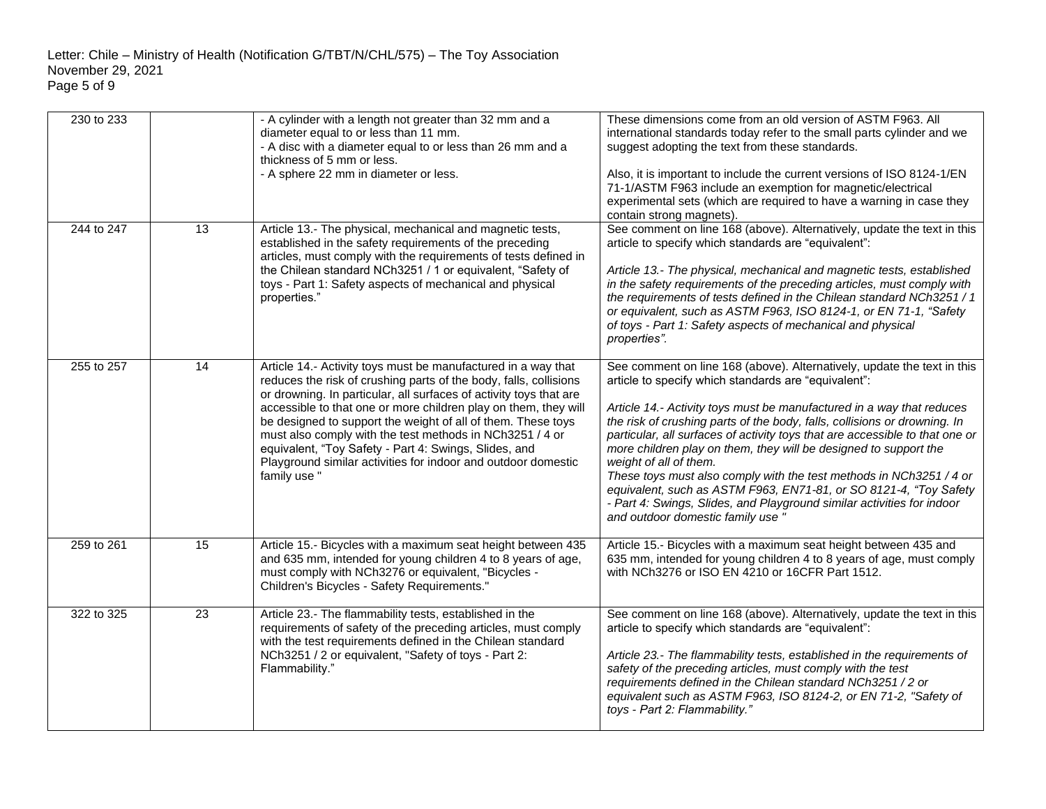| 230 to 233 | | - A cylinder with a length not greater than 32 mm and a diameter equal to or less than 11 mm.<br>- A disc with a diameter equal to or less than 26 mm and a thickness of 5 mm or less.<br>- A sphere 22 mm in diameter or less. | These dimensions come from an old version of ASTM F963. All international standards today refer to the small parts cylinder and we suggest adopting the text from these standards.<br><br>Also, it is important to include the current versions of ISO 8124-1/EN 71-1/ASTM F963 include an exemption for magnetic/electrical experimental sets (which are required to have a warning in case they contain strong magnets). |
|---|---|---|---|
| 244 to 247 | 13 | Article 13.- The physical, mechanical and magnetic tests, established in the safety requirements of the preceding articles, must comply with the requirements of tests defined in the Chilean standard NCh3251 / 1 or equivalent, "Safety of toys - Part 1: Safety aspects of mechanical and physical properties." | See comment on line 168 (above). Alternatively, update the text in this article to specify which standards are "equivalent":<br><br>*Article 13.- The physical, mechanical and magnetic tests, established in the safety requirements of the preceding articles, must comply with the requirements of tests defined in the Chilean standard NCh3251 / 1 or equivalent, such as ASTM F963, ISO 8124-1, or EN 71-1, "Safety of toys - Part 1: Safety aspects of mechanical and physical properties".* |
| 255 to 257 | 14 | Article 14.- Activity toys must be manufactured in a way that reduces the risk of crushing parts of the body, falls, collisions or drowning. In particular, all surfaces of activity toys that are accessible to that one or more children play on them, they will be designed to support the weight of all of them. These toys must also comply with the test methods in NCh3251 / 4 or equivalent, "Toy Safety - Part 4: Swings, Slides, and Playground similar activities for indoor and outdoor domestic family use " | See comment on line 168 (above). Alternatively, update the text in this article to specify which standards are "equivalent":<br><br>*Article 14.- Activity toys must be manufactured in a way that reduces the risk of crushing parts of the body, falls, collisions or drowning. In particular, all surfaces of activity toys that are accessible to that one or more children play on them, they will be designed to support the weight of all of them.*<br>*These toys must also comply with the test methods in NCh3251 / 4 or equivalent, such as ASTM F963, EN71-81, or SO 8121-4, "Toy Safety - Part 4: Swings, Slides, and Playground similar activities for indoor and outdoor domestic family use "* |
| 259 to 261 | 15 | Article 15.- Bicycles with a maximum seat height between 435 and 635 mm, intended for young children 4 to 8 years of age, must comply with NCh3276 or equivalent, "Bicycles - Children's Bicycles - Safety Requirements." | Article 15.- Bicycles with a maximum seat height between 435 and 635 mm, intended for young children 4 to 8 years of age, must comply with NCh3276 or ISO EN 4210 or 16CFR Part 1512. |
| 322 to 325 | 23 | Article 23.- The flammability tests, established in the requirements of safety of the preceding articles, must comply with the test requirements defined in the Chilean standard NCh3251 / 2 or equivalent, "Safety of toys - Part 2: Flammability." | See comment on line 168 (above). Alternatively, update the text in this article to specify which standards are "equivalent":<br><br>*Article 23.- The flammability tests, established in the requirements of safety of the preceding articles, must comply with the test requirements defined in the Chilean standard NCh3251 / 2 or equivalent such as ASTM F963, ISO 8124-2, or EN 71-2, "Safety of toys - Part 2: Flammability."* |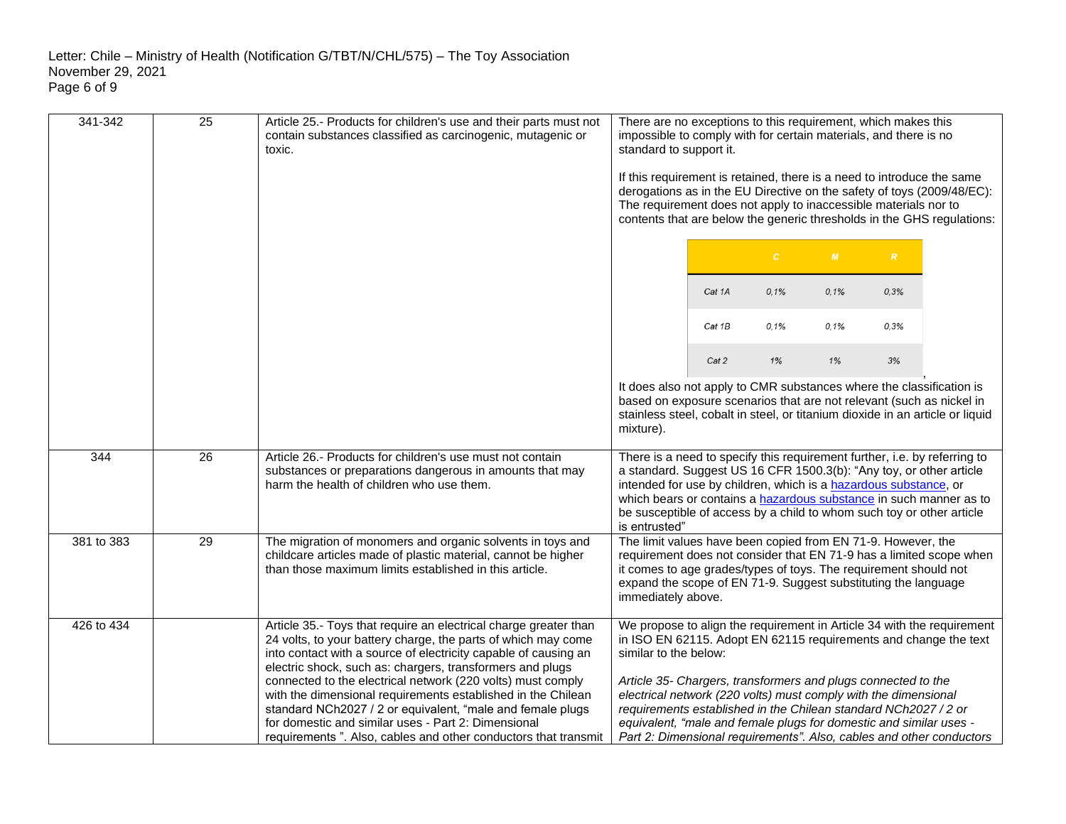| 341-342 | 25 | Article 25.- Products for children's use and their parts must not contain substances classified as carcinogenic, mutagenic or toxic. | There are no exceptions to this requirement, which makes this impossible to comply with for certain materials, and there is no standard to support it.<br><br>If this requirement is retained, there is a need to introduce the same derogations as in the EU Directive on the safety of toys (2009/48/EC): The requirement does not apply to inaccessible materials nor to contents that are below the generic thresholds in the GHS regulations:<br><br>\| \| C \| M \| R \|<br>\| Cat 1A \| 0,1% \| 0,1% \| 0,3% \|<br>\| Cat 1B \| 0,1% \| 0,1% \| 0,3% \|<br>\| Cat 2 \| 1% \| 1% \| 3% \|<br><br>It does also not apply to CMR substances where the classification is based on exposure scenarios that are not relevant (such as nickel in stainless steel, cobalt in steel, or titanium dioxide in an article or liquid mixture). |
|---|---|---|---|
| 344 | 26 | Article 26.- Products for children's use must not contain substances or preparations dangerous in amounts that may harm the health of children who use them. | There is a need to specify this requirement further, i.e. by referring to a standard. Suggest US 16 CFR 1500.3(b): "Any toy, or other article intended for use by children, which is a hazardous substance, or which bears or contains a hazardous substance in such manner as to be susceptible of access by a child to whom such toy or other article is entrusted" |
| 381 to 383 | 29 | The migration of monomers and organic solvents in toys and childcare articles made of plastic material, cannot be higher than those maximum limits established in this article. | The limit values have been copied from EN 71-9. However, the requirement does not consider that EN 71-9 has a limited scope when it comes to age grades/types of toys. The requirement should not expand the scope of EN 71-9. Suggest substituting the language immediately above. |
| 426 to 434 | | Article 35.- Toys that require an electrical charge greater than 24 volts, to your battery charge, the parts of which may come into contact with a source of electricity capable of causing an electric shock, such as: chargers, transformers and plugs connected to the electrical network (220 volts) must comply with the dimensional requirements established in the Chilean standard NCh2027 / 2 or equivalent, "male and female plugs for domestic and similar uses - Part 2: Dimensional requirements ". Also, cables and other conductors that transmit | We propose to align the requirement in Article 34 with the requirement in ISO EN 62115. Adopt EN 62115 requirements and change the text similar to the below:<br><br>*Article 35- Chargers, transformers and plugs connected to the electrical network (220 volts) must comply with the dimensional requirements established in the Chilean standard NCh2027 / 2 or equivalent, "male and female plugs for domestic and similar uses - Part 2: Dimensional requirements". Also, cables and other conductors* |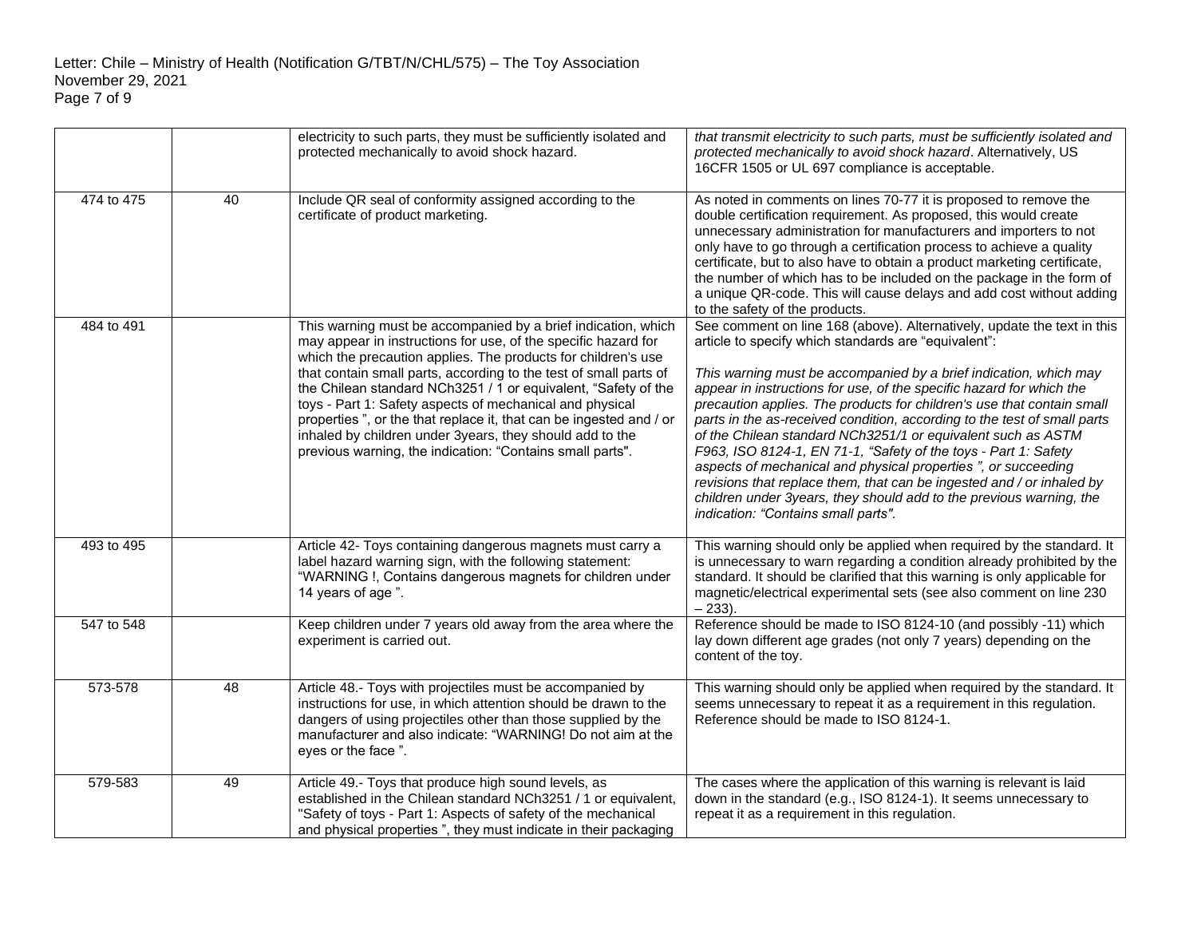| | | electricity to such parts, they must be sufficiently isolated and protected mechanically to avoid shock hazard. | *that transmit electricity to such parts, must be sufficiently isolated and protected mechanically to avoid shock hazard*. Alternatively, US 16CFR 1505 or UL 697 compliance is acceptable. |
|---|---|---|---|
| 474 to 475 | 40 | Include QR seal of conformity assigned according to the certificate of product marketing. | As noted in comments on lines 70-77 it is proposed to remove the double certification requirement. As proposed, this would create unnecessary administration for manufacturers and importers to not only have to go through a certification process to achieve a quality certificate, but to also have to obtain a product marketing certificate, the number of which has to be included on the package in the form of a unique QR-code. This will cause delays and add cost without adding to the safety of the products. |
| 484 to 491 | | This warning must be accompanied by a brief indication, which may appear in instructions for use, of the specific hazard for which the precaution applies. The products for children's use that contain small parts, according to the test of small parts of the Chilean standard NCh3251 / 1 or equivalent, "Safety of the toys - Part 1: Safety aspects of mechanical and physical properties ", or the that replace it, that can be ingested and / or inhaled by children under 3years, they should add to the previous warning, the indication: "Contains small parts". | See comment on line 168 (above). Alternatively, update the text in this article to specify which standards are "equivalent":<br><br>*This warning must be accompanied by a brief indication, which may appear in instructions for use, of the specific hazard for which the precaution applies. The products for children's use that contain small parts in the as-received condition, according to the test of small parts of the Chilean standard NCh3251/1 or equivalent such as ASTM F963, ISO 8124-1, EN 71-1, "Safety of the toys - Part 1: Safety aspects of mechanical and physical properties ", or succeeding revisions that replace them, that can be ingested and / or inhaled by children under 3years, they should add to the previous warning, the indication: "Contains small parts".* |
| 493 to 495 | | Article 42- Toys containing dangerous magnets must carry a label hazard warning sign, with the following statement: "WARNING !, Contains dangerous magnets for children under 14 years of age ". | This warning should only be applied when required by the standard. It is unnecessary to warn regarding a condition already prohibited by the standard. It should be clarified that this warning is only applicable for magnetic/electrical experimental sets (see also comment on line 230 – 233). |
| 547 to 548 | | Keep children under 7 years old away from the area where the experiment is carried out. | Reference should be made to ISO 8124-10 (and possibly -11) which lay down different age grades (not only 7 years) depending on the content of the toy. |
| 573-578 | 48 | Article 48.- Toys with projectiles must be accompanied by instructions for use, in which attention should be drawn to the dangers of using projectiles other than those supplied by the manufacturer and also indicate: "WARNING! Do not aim at the eyes or the face ". | This warning should only be applied when required by the standard. It seems unnecessary to repeat it as a requirement in this regulation. Reference should be made to ISO 8124-1. |
| 579-583 | 49 | Article 49.- Toys that produce high sound levels, as established in the Chilean standard NCh3251 / 1 or equivalent, "Safety of toys - Part 1: Aspects of safety of the mechanical and physical properties ", they must indicate in their packaging | The cases where the application of this warning is relevant is laid down in the standard (e.g., ISO 8124-1). It seems unnecessary to repeat it as a requirement in this regulation. |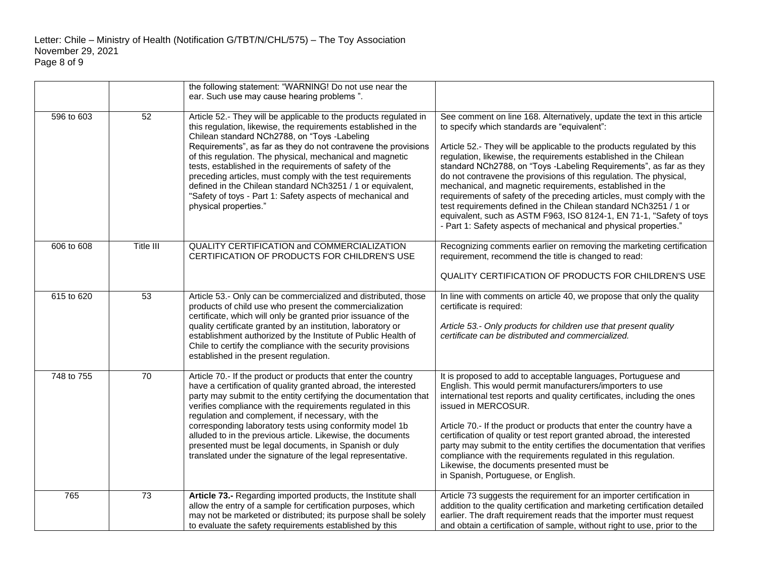| | | the following statement: "WARNING! Do not use near the ear. Such use may cause hearing problems ". | |
|---|---|---|---|
| 596 to 603 | 52 | Article 52.- They will be applicable to the products regulated in this regulation, likewise, the requirements established in the Chilean standard NCh2788, on "Toys -Labeling Requirements", as far as they do not contravene the provisions of this regulation. The physical, mechanical and magnetic tests, established in the requirements of safety of the preceding articles, must comply with the test requirements defined in the Chilean standard NCh3251 / 1 or equivalent, "Safety of toys - Part 1: Safety aspects of mechanical and physical properties." | See comment on line 168. Alternatively, update the text in this article to specify which standards are "equivalent":<br><br>Article 52.- They will be applicable to the products regulated by this regulation, likewise, the requirements established in the Chilean standard NCh2788, on "Toys -Labeling Requirements", as far as they do not contravene the provisions of this regulation. The physical, mechanical, and magnetic requirements, established in the requirements of safety of the preceding articles, must comply with the test requirements defined in the Chilean standard NCh3251 / 1 or equivalent, such as ASTM F963, ISO 8124-1, EN 71-1, "Safety of toys - Part 1: Safety aspects of mechanical and physical properties." |
| 606 to 608 | Title III | QUALITY CERTIFICATION and COMMERCIALIZATION CERTIFICATION OF PRODUCTS FOR CHILDREN'S USE | Recognizing comments earlier on removing the marketing certification requirement, recommend the title is changed to read:<br><br>QUALITY CERTIFICATION OF PRODUCTS FOR CHILDREN'S USE |
| 615 to 620 | 53 | Article 53.- Only can be commercialized and distributed, those products of child use who present the commercialization certificate, which will only be granted prior issuance of the quality certificate granted by an institution, laboratory or establishment authorized by the Institute of Public Health of Chile to certify the compliance with the security provisions established in the present regulation. | In line with comments on article 40, we propose that only the quality certificate is required:<br><br>*Article 53.- Only products for children use that present quality certificate can be distributed and commercialized.* |
| 748 to 755 | 70 | Article 70.- If the product or products that enter the country have a certification of quality granted abroad, the interested party may submit to the entity certifying the documentation that verifies compliance with the requirements regulated in this regulation and complement, if necessary, with the corresponding laboratory tests using conformity model 1b alluded to in the previous article. Likewise, the documents presented must be legal documents, in Spanish or duly translated under the signature of the legal representative. | It is proposed to add to acceptable languages, Portuguese and English. This would permit manufacturers/importers to use international test reports and quality certificates, including the ones issued in MERCOSUR.<br><br>Article 70.- If the product or products that enter the country have a certification of quality or test report granted abroad, the interested party may submit to the entity certifies the documentation that verifies compliance with the requirements regulated in this regulation. Likewise, the documents presented must be in Spanish, Portuguese, or English. |
| 765 | 73 | **Article 73.-** Regarding imported products, the Institute shall allow the entry of a sample for certification purposes, which may not be marketed or distributed; its purpose shall be solely to evaluate the safety requirements established by this | Article 73 suggests the requirement for an importer certification in addition to the quality certification and marketing certification detailed earlier. The draft requirement reads that the importer must request and obtain a certification of sample, without right to use, prior to the |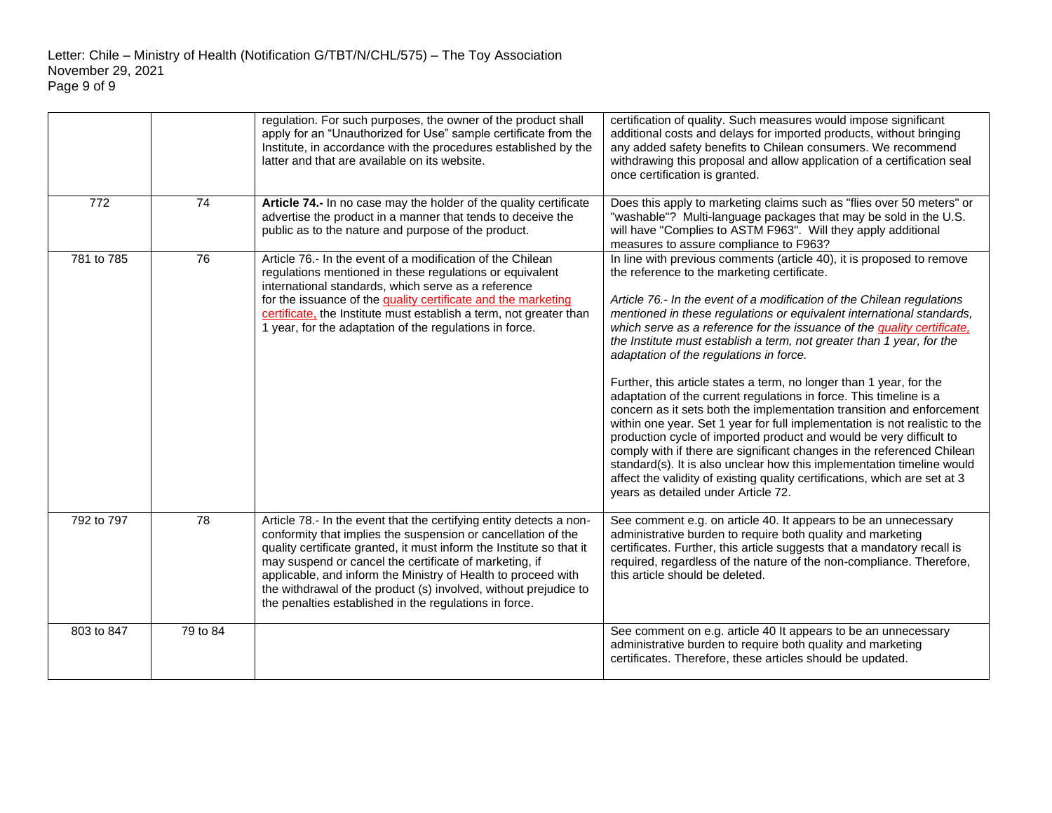| | | | |
|---|---|---|---|
| | | regulation. For such purposes, the owner of the product shall apply for an "Unauthorized for Use" sample certificate from the Institute, in accordance with the procedures established by the latter and that are available on its website. | certification of quality. Such measures would impose significant additional costs and delays for imported products, without bringing any added safety benefits to Chilean consumers. We recommend withdrawing this proposal and allow application of a certification seal once certification is granted. |
| 772 | 74 | **Article 74.-** In no case may the holder of the quality certificate advertise the product in a manner that tends to deceive the public as to the nature and purpose of the product. | Does this apply to marketing claims such as "flies over 50 meters" or "washable"? Multi-language packages that may be sold in the U.S. will have "Complies to ASTM F963". Will they apply additional measures to assure compliance to F963? |
| 781 to 785 | 76 | Article 76.- In the event of a modification of the Chilean regulations mentioned in these regulations or equivalent international standards, which serve as a reference for the issuance of the quality certificate and the marketing certificate, the Institute must establish a term, not greater than 1 year, for the adaptation of the regulations in force. | In line with previous comments (article 40), it is proposed to remove the reference to the marketing certificate.<br><br>*Article 76.- In the event of a modification of the Chilean regulations mentioned in these regulations or equivalent international standards, which serve as a reference for the issuance of the quality certificate, the Institute must establish a term, not greater than 1 year, for the adaptation of the regulations in force.*<br><br>Further, this article states a term, no longer than 1 year, for the adaptation of the current regulations in force. This timeline is a concern as it sets both the implementation transition and enforcement within one year. Set 1 year for full implementation is not realistic to the production cycle of imported product and would be very difficult to comply with if there are significant changes in the referenced Chilean standard(s). It is also unclear how this implementation timeline would affect the validity of existing quality certifications, which are set at 3 years as detailed under Article 72. |
| 792 to 797 | 78 | Article 78.- In the event that the certifying entity detects a non-conformity that implies the suspension or cancellation of the quality certificate granted, it must inform the Institute so that it may suspend or cancel the certificate of marketing, if applicable, and inform the Ministry of Health to proceed with the withdrawal of the product (s) involved, without prejudice to the penalties established in the regulations in force. | See comment e.g. on article 40. It appears to be an unnecessary administrative burden to require both quality and marketing certificates. Further, this article suggests that a mandatory recall is required, regardless of the nature of the non-compliance. Therefore, this article should be deleted. |
| 803 to 847 | 79 to 84 | | See comment on e.g. article 40 It appears to be an unnecessary administrative burden to require both quality and marketing certificates. Therefore, these articles should be updated. |